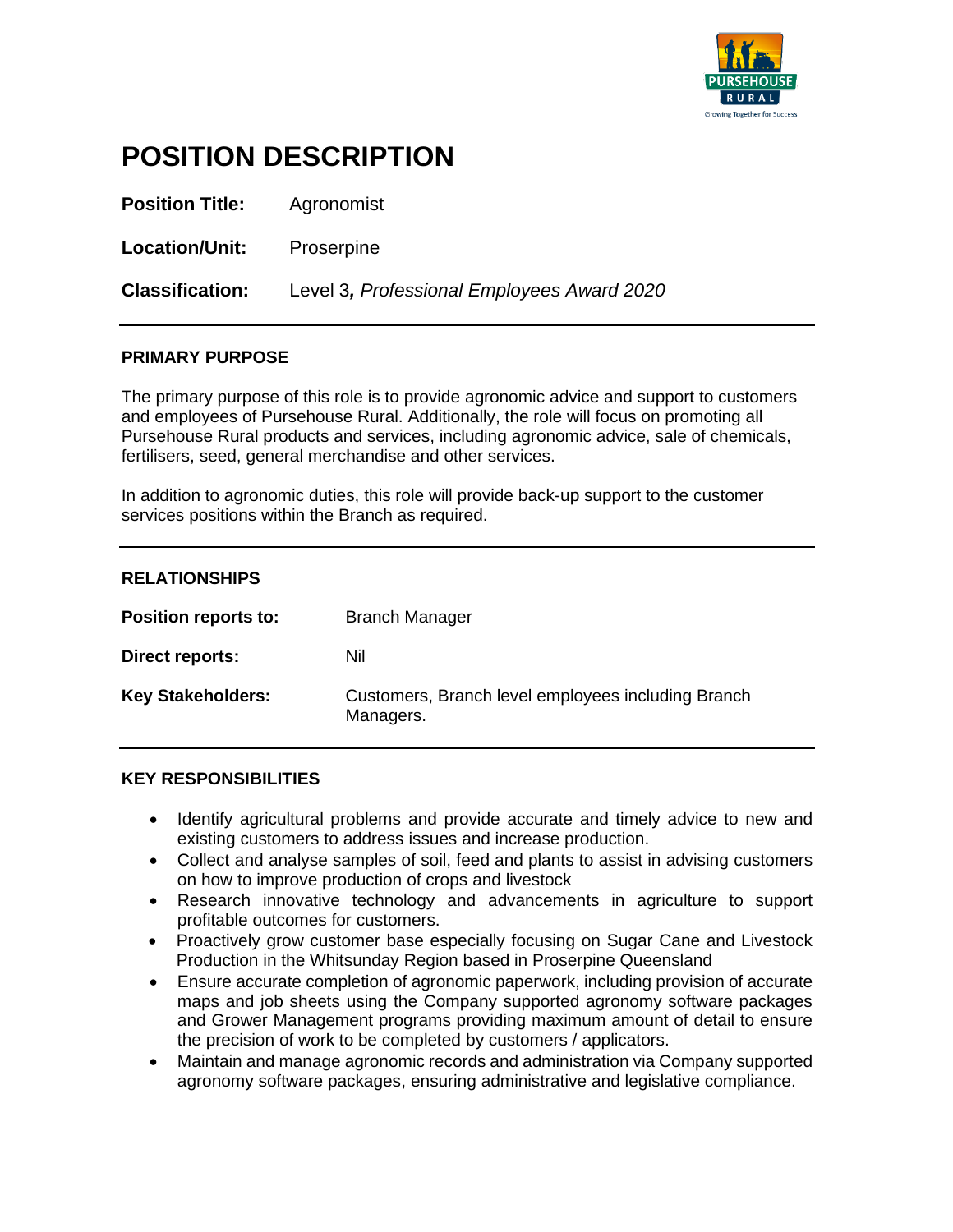# POSITION DESCRIPTION

**Position Title:** Agronomist

**Location/Unit:** Proserpine

**Classification:** Level 3***, Professional Employees Award 2020***

---

## PRIMARY PURPOSE

The primary purpose of this role is to provide agronomic advice and support to customers and employees of Pursehouse Rural. Additionally, the role will focus on promoting all Pursehouse Rural products and services, including agronomic advice, sale of chemicals, fertilisers, seed, general merchandise and other services.

In addition to agronomic duties, this role will provide back-up support to the customer services positions within the Branch as required.

---

## RELATIONSHIPS

| | |
|---|---|
| **Position reports to:** | Branch Manager |
| **Direct reports:** | Nil |
| **Key Stakeholders:** | Customers, Branch level employees including Branch Managers. |

---

## KEY RESPONSIBILITIES

- Identify agricultural problems and provide accurate and timely advice to new and existing customers to address issues and increase production.
- Collect and analyse samples of soil, feed and plants to assist in advising customers on how to improve production of crops and livestock
- Research innovative technology and advancements in agriculture to support profitable outcomes for customers.
- Proactively grow customer base especially focusing on Sugar Cane and Livestock Production in the Whitsunday Region based in Proserpine Queensland
- Ensure accurate completion of agronomic paperwork, including provision of accurate maps and job sheets using the Company supported agronomy software packages and Grower Management programs providing maximum amount of detail to ensure the precision of work to be completed by customers / applicators.
- Maintain and manage agronomic records and administration via Company supported agronomy software packages, ensuring administrative and legislative compliance.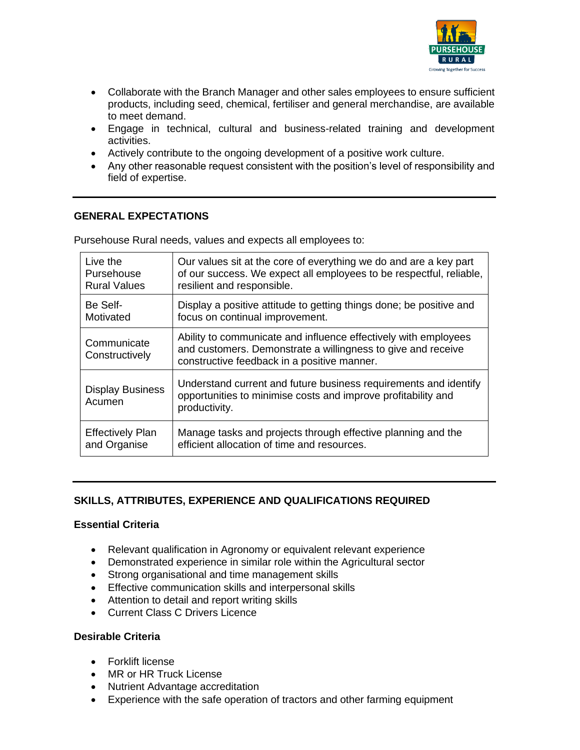- Collaborate with the Branch Manager and other sales employees to ensure sufficient products, including seed, chemical, fertiliser and general merchandise, are available to meet demand.
- Engage in technical, cultural and business-related training and development activities.
- Actively contribute to the ongoing development of a positive work culture.
- Any other reasonable request consistent with the position's level of responsibility and field of expertise.

---

## GENERAL EXPECTATIONS

Pursehouse Rural needs, values and expects all employees to:

| | |
|---|---|
| Live the Pursehouse Rural Values | Our values sit at the core of everything we do and are a key part of our success. We expect all employees to be respectful, reliable, resilient and responsible. |
| Be Self-Motivated | Display a positive attitude to getting things done; be positive and focus on continual improvement. |
| Communicate Constructively | Ability to communicate and influence effectively with employees and customers. Demonstrate a willingness to give and receive constructive feedback in a positive manner. |
| Display Business Acumen | Understand current and future business requirements and identify opportunities to minimise costs and improve profitability and productivity. |
| Effectively Plan and Organise | Manage tasks and projects through effective planning and the efficient allocation of time and resources. |

---

## SKILLS, ATTRIBUTES, EXPERIENCE AND QUALIFICATIONS REQUIRED

### Essential Criteria

- Relevant qualification in Agronomy or equivalent relevant experience
- Demonstrated experience in similar role within the Agricultural sector
- Strong organisational and time management skills
- Effective communication skills and interpersonal skills
- Attention to detail and report writing skills
- Current Class C Drivers Licence

### Desirable Criteria

- Forklift license
- MR or HR Truck License
- Nutrient Advantage accreditation
- Experience with the safe operation of tractors and other farming equipment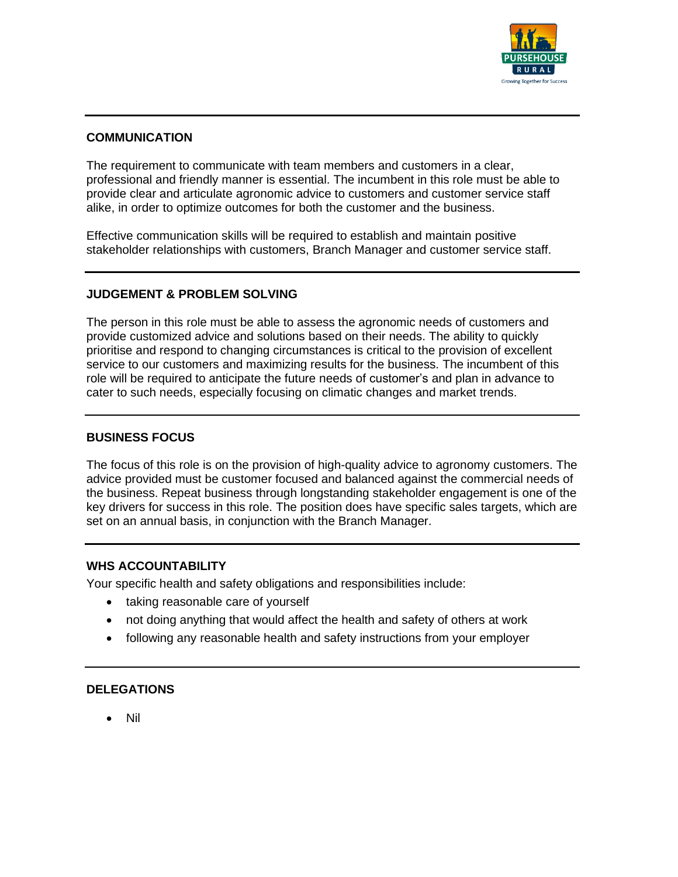## COMMUNICATION

The requirement to communicate with team members and customers in a clear, professional and friendly manner is essential. The incumbent in this role must be able to provide clear and articulate agronomic advice to customers and customer service staff alike, in order to optimize outcomes for both the customer and the business.

Effective communication skills will be required to establish and maintain positive stakeholder relationships with customers, Branch Manager and customer service staff.

## JUDGEMENT & PROBLEM SOLVING

The person in this role must be able to assess the agronomic needs of customers and provide customized advice and solutions based on their needs. The ability to quickly prioritise and respond to changing circumstances is critical to the provision of excellent service to our customers and maximizing results for the business. The incumbent of this role will be required to anticipate the future needs of customer's and plan in advance to cater to such needs, especially focusing on climatic changes and market trends.

## BUSINESS FOCUS

The focus of this role is on the provision of high-quality advice to agronomy customers. The advice provided must be customer focused and balanced against the commercial needs of the business. Repeat business through longstanding stakeholder engagement is one of the key drivers for success in this role. The position does have specific sales targets, which are set on an annual basis, in conjunction with the Branch Manager.

## WHS ACCOUNTABILITY

Your specific health and safety obligations and responsibilities include:

- taking reasonable care of yourself
- not doing anything that would affect the health and safety of others at work
- following any reasonable health and safety instructions from your employer

## DELEGATIONS

- Nil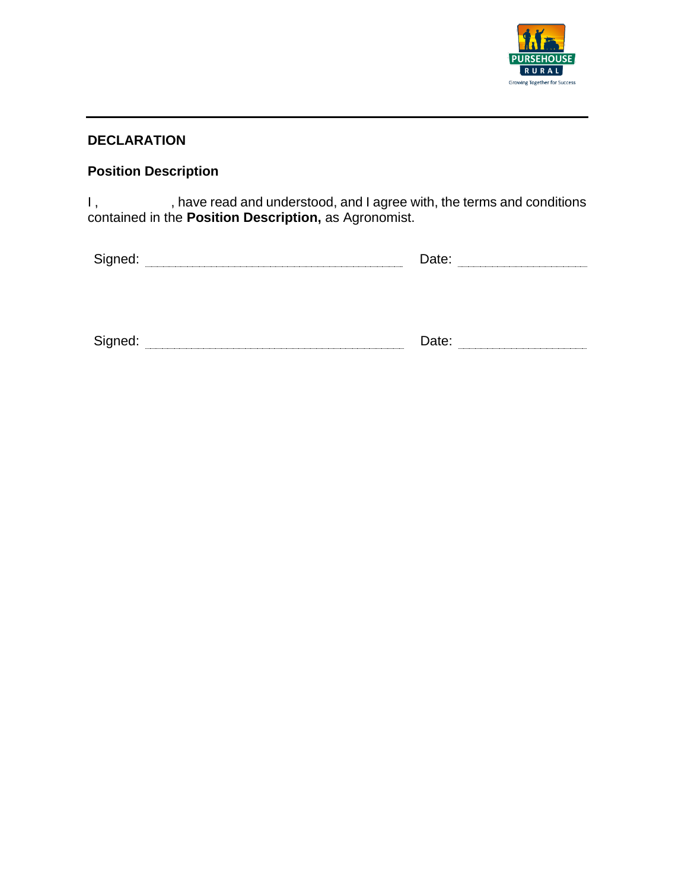## DECLARATION

### Position Description

I , , have read and understood, and I agree with, the terms and conditions contained in the **Position Description,** as Agronomist.

Signed: .................................................... Date: ..............................

Signed: .................................................... Date: ..............................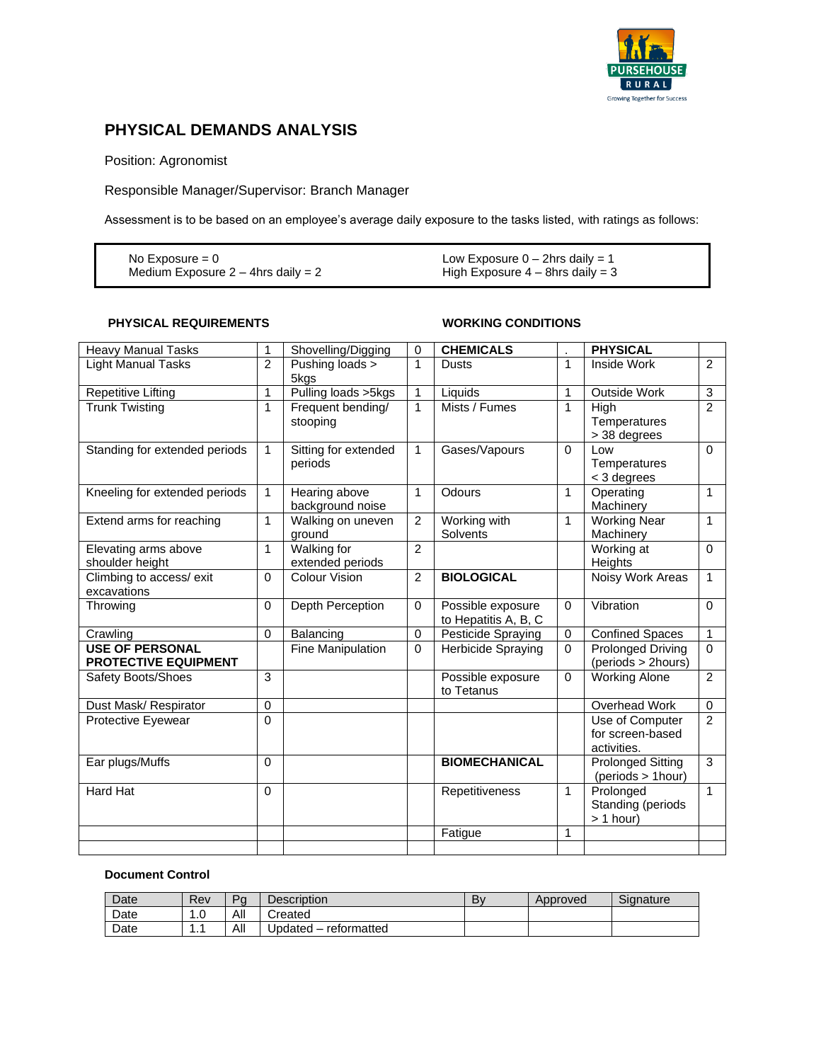## PHYSICAL DEMANDS ANALYSIS

Position: Agronomist

Responsible Manager/Supervisor: Branch Manager

Assessment is to be based on an employee's average daily exposure to the tasks listed, with ratings as follows:

| | |
|---|---|
| No Exposure = 0<br>Medium Exposure 2 – 4hrs daily = 2 | Low Exposure 0 – 2hrs daily = 1<br>High Exposure 4 – 8hrs daily = 3 |

**PHYSICAL REQUIREMENTS** **WORKING CONDITIONS**

| | | | | | | | |
|---|---|---|---|---|---|---|---|
| Heavy Manual Tasks | 1 | Shovelling/Digging | 0 | **CHEMICALS** | . | **PHYSICAL** | |
| Light Manual Tasks | 2 | Pushing loads > 5kgs | 1 | Dusts | 1 | Inside Work | 2 |
| Repetitive Lifting | 1 | Pulling loads >5kgs | 1 | Liquids | 1 | Outside Work | 3 |
| Trunk Twisting | 1 | Frequent bending/ stooping | 1 | Mists / Fumes | 1 | High Temperatures > 38 degrees | 2 |
| Standing for extended periods | 1 | Sitting for extended periods | 1 | Gases/Vapours | 0 | Low Temperatures < 3 degrees | 0 |
| Kneeling for extended periods | 1 | Hearing above background noise | 1 | Odours | 1 | Operating Machinery | 1 |
| Extend arms for reaching | 1 | Walking on uneven ground | 2 | Working with Solvents | 1 | Working Near Machinery | 1 |
| Elevating arms above shoulder height | 1 | Walking for extended periods | 2 | | | Working at Heights | 0 |
| Climbing to access/ exit excavations | 0 | Colour Vision | 2 | **BIOLOGICAL** | | Noisy Work Areas | 1 |
| Throwing | 0 | Depth Perception | 0 | Possible exposure to Hepatitis A, B, C | 0 | Vibration | 0 |
| Crawling | 0 | Balancing | 0 | Pesticide Spraying | 0 | Confined Spaces | 1 |
| **USE OF PERSONAL PROTECTIVE EQUIPMENT** | | Fine Manipulation | 0 | Herbicide Spraying | 0 | Prolonged Driving (periods > 2hours) | 0 |
| Safety Boots/Shoes | 3 | | | Possible exposure to Tetanus | 0 | Working Alone | 2 |
| Dust Mask/ Respirator | 0 | | | | | Overhead Work | 0 |
| Protective Eyewear | 0 | | | | | Use of Computer for screen-based activities. | 2 |
| Ear plugs/Muffs | 0 | | | **BIOMECHANICAL** | | Prolonged Sitting (periods > 1hour) | 3 |
| Hard Hat | 0 | | | Repetitiveness | 1 | Prolonged Standing (periods > 1 hour) | 1 |
| | | | | Fatigue | 1 | | |
| | | | | | | | |

**Document Control**

| Date | Rev | Pg | Description | By | Approved | Signature |
|---|---|---|---|---|---|---|
| Date | 1.0 | All | Created | | | |
| Date | 1.1 | All | Updated – reformatted | | | |